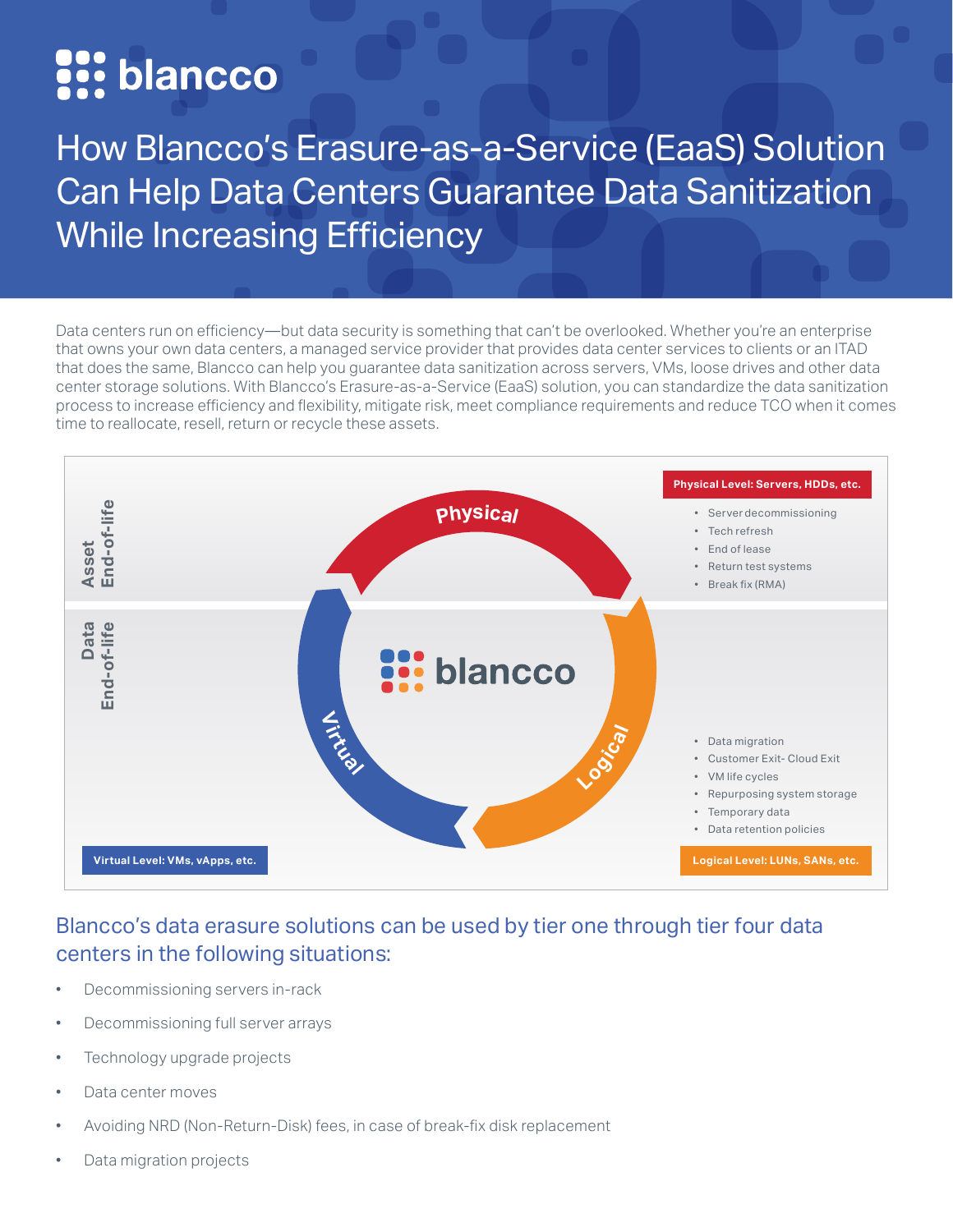# How Blancco's Erasure-as-a-Service (EaaS) Solution Can Help Data Centers Guarantee Data Sanitization While Increasing Efficiency

Data centers run on efficiency—but data security is something that can't be overlooked. Whether you're an enterprise that owns your own data centers, a managed service provider that provides data center services to clients or an ITAD that does the same, Blancco can help you guarantee data sanitization across servers, VMs, loose drives and other data center storage solutions. With Blancco's Erasure-as-a-Service (EaaS) solution, you can standardize the data sanitization process to increase efficiency and flexibility, mitigate risk, meet compliance requirements and reduce TCO when it comes time to reallocate, resell, return or recycle these assets.

Asset End-of-life

**Physical Level: Servers, HDDs, etc.**

- Server decommissioning
- Tech refresh
- End of lease
- Return test systems
- Break fix (RMA)

Data End-of-life

**Logical Level: LUNs, SANs, etc.**

- Data migration
- Customer Exit- Cloud Exit
- VM life cycles
- Repurposing system storage
- Temporary data
- Data retention policies

**Virtual Level: VMs, vApps, etc.**

## Blancco's data erasure solutions can be used by tier one through tier four data centers in the following situations:

- Decommissioning servers in-rack
- Decommissioning full server arrays
- Technology upgrade projects
- Data center moves
- Avoiding NRD (Non-Return-Disk) fees, in case of break-fix disk replacement
- Data migration projects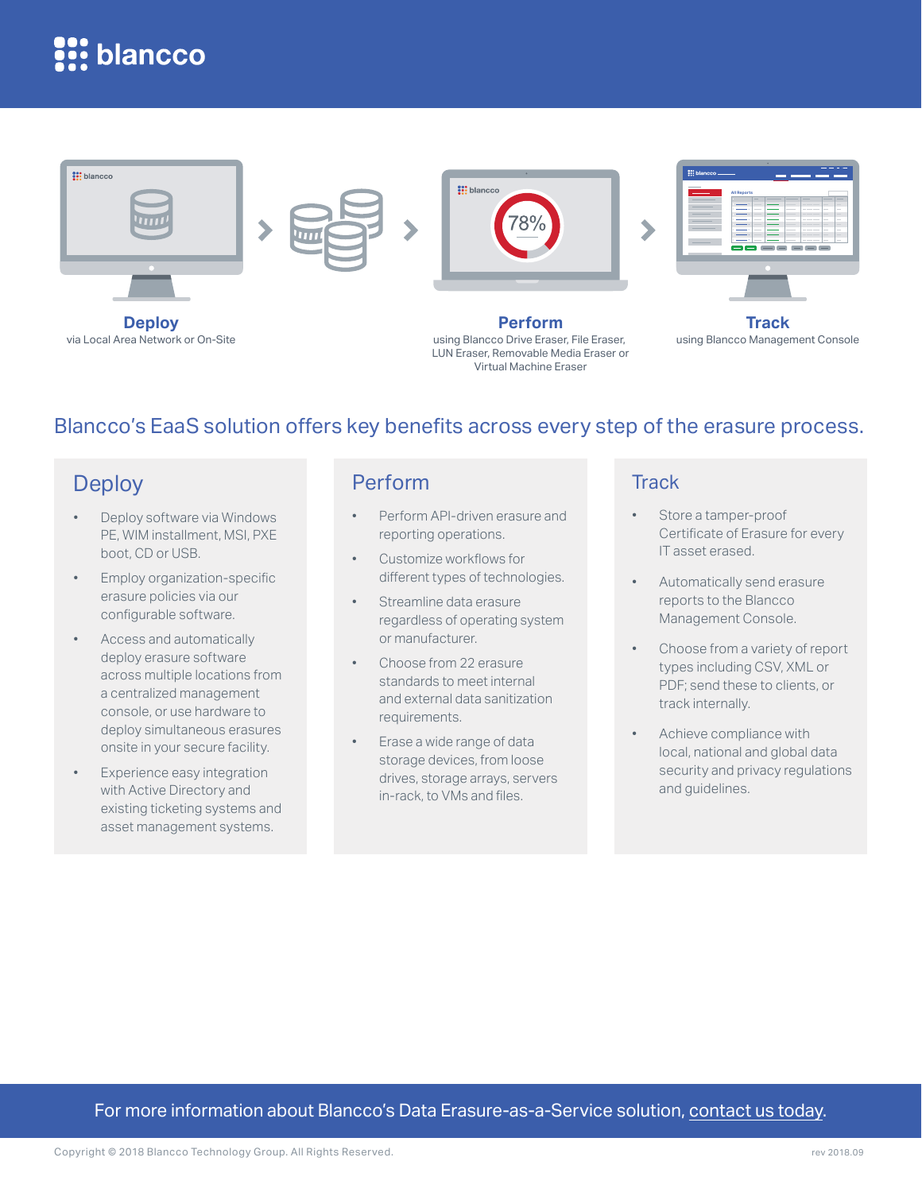blancco

**Deploy**
via Local Area Network or On-Site

**Perform**
using Blancco Drive Eraser, File Eraser, LUN Eraser, Removable Media Eraser or Virtual Machine Eraser

**Track**
using Blancco Management Console

## Blancco's EaaS solution offers key benefits across every step of the erasure process.

### Deploy

- Deploy software via Windows PE, WIM installment, MSI, PXE boot, CD or USB.
- Employ organization-specific erasure policies via our configurable software.
- Access and automatically deploy erasure software across multiple locations from a centralized management console, or use hardware to deploy simultaneous erasures onsite in your secure facility.
- Experience easy integration with Active Directory and existing ticketing systems and asset management systems.

### Perform

- Perform API-driven erasure and reporting operations.
- Customize workflows for different types of technologies.
- Streamline data erasure regardless of operating system or manufacturer.
- Choose from 22 erasure standards to meet internal and external data sanitization requirements.
- Erase a wide range of data storage devices, from loose drives, storage arrays, servers in-rack, to VMs and files.

### Track

- Store a tamper-proof Certificate of Erasure for every IT asset erased.
- Automatically send erasure reports to the Blancco Management Console.
- Choose from a variety of report types including CSV, XML or PDF; send these to clients, or track internally.
- Achieve compliance with local, national and global data security and privacy regulations and guidelines.

For more information about Blancco's Data Erasure-as-a-Service solution, contact us today.

Copyright © 2018 Blancco Technology Group. All Rights Reserved.

rev 2018.09